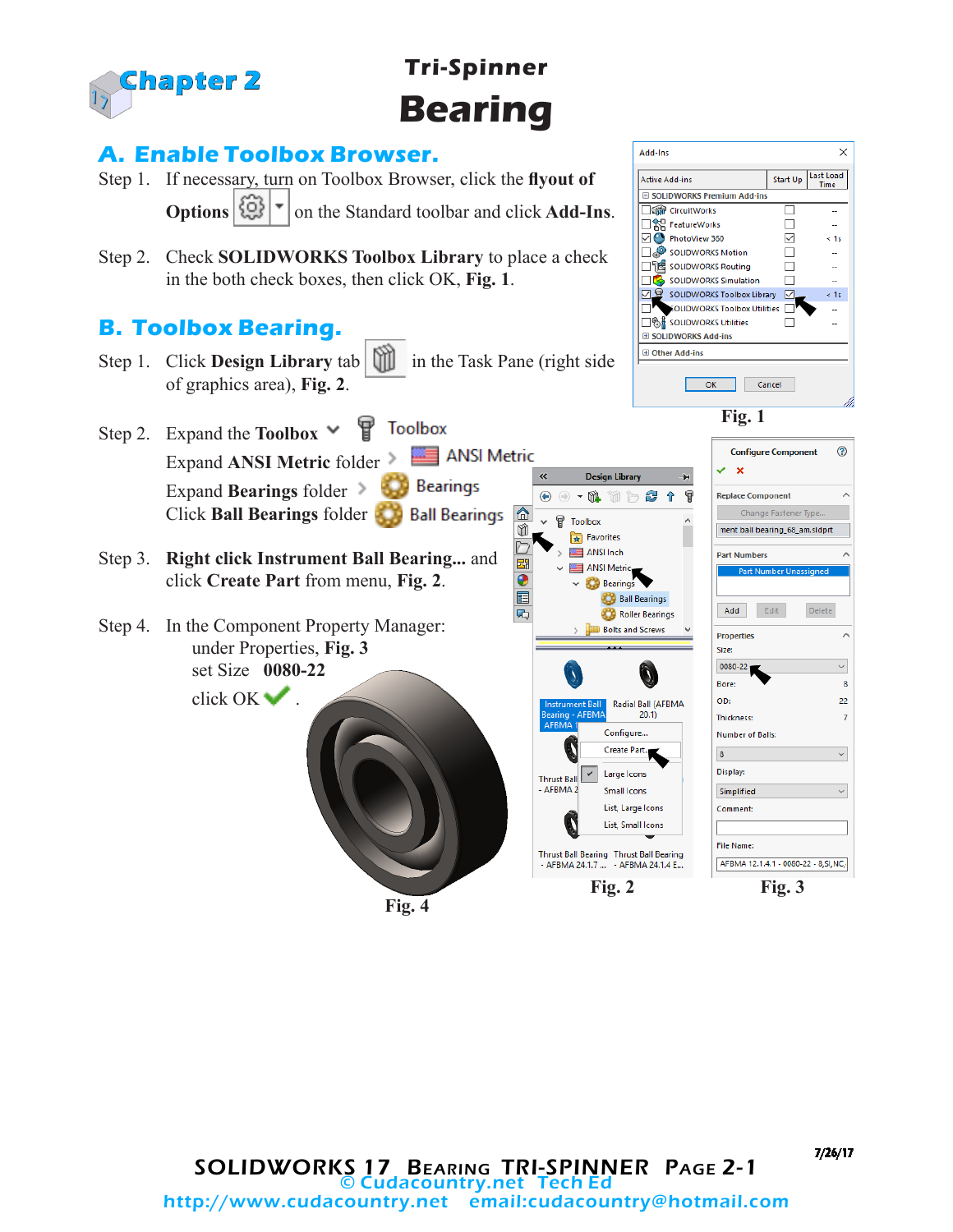# Chapter 2

# Tri-Spinner Bearing

## A. Enable Toolbox Browser.

Step 1. If necessary, turn on Toolbox Browser, click the **flyout of Options** on the Standard toolbar and click **Add-Ins**.

Step 2. Check **SOLIDWORKS Toolbox Library** to place a check in the both check boxes, then click OK, **Fig. 1**.

Fig. 1

## B. Toolbox Bearing.

Step 1. Click **Design Library** tab in the Task Pane (right side of graphics area), **Fig. 2**.

Step 2. Expand the **Toolbox** — Toolbox
Expand **ANSI Metric** folder — ANSI Metric
Expand **Bearings** folder — Bearings
Click **Ball Bearings** folder — Ball Bearings

Step 3. **Right click Instrument Ball Bearing...** and click **Create Part** from menu, **Fig. 2**.

Step 4. In the Component Property Manager:
under Properties, **Fig. 3**
set Size **0080-22**
click OK.

Fig. 2

Fig. 3

Fig. 4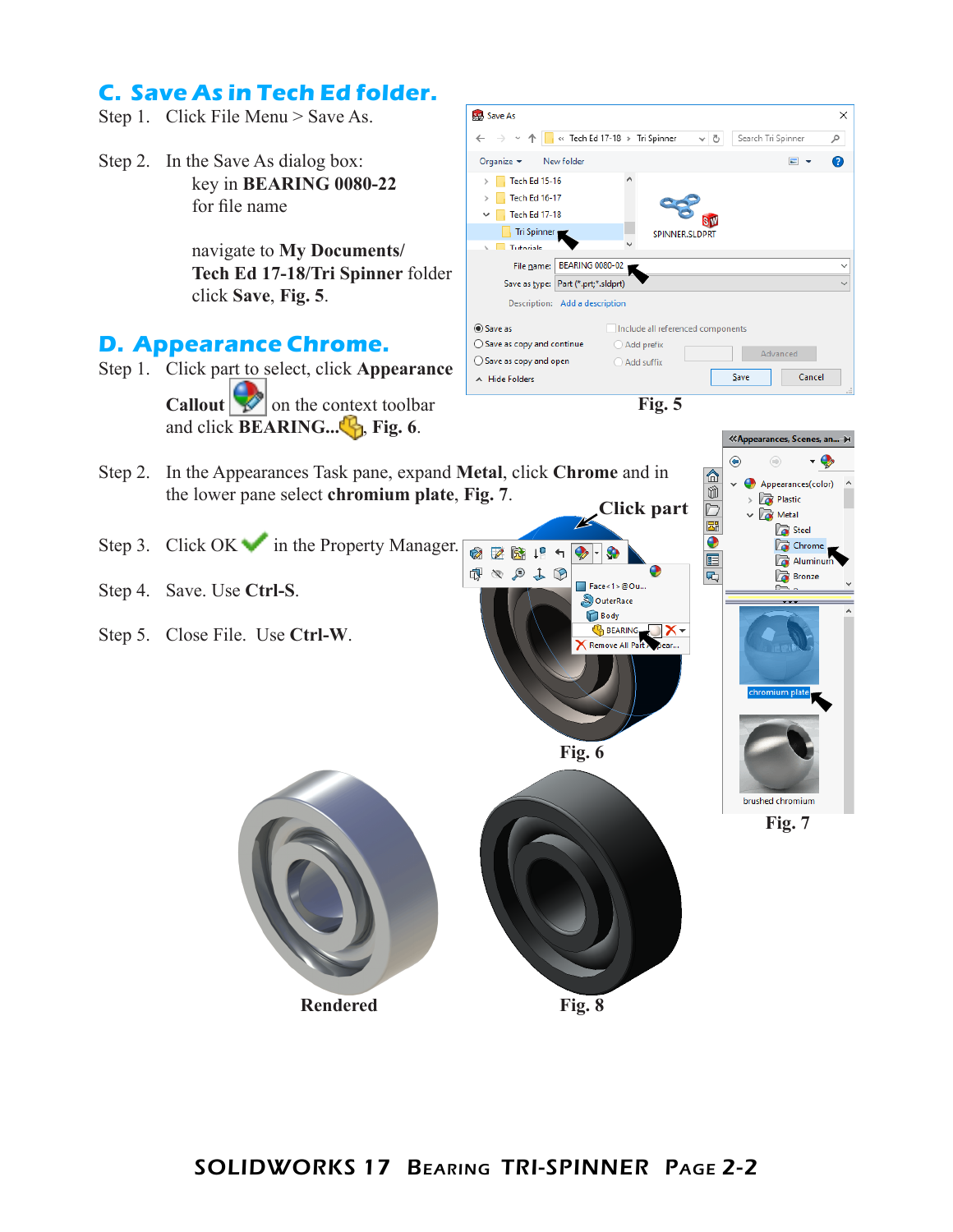## C. Save As in Tech Ed folder.

Step 1. Click File Menu > Save As.

Step 2. In the Save As dialog box:
key in **BEARING 0080-22**
for file name

navigate to **My Documents/ Tech Ed 17-18/Tri Spinner** folder
click **Save**, **Fig. 5**.

Fig. 5

## D. Appearance Chrome.

Step 1. Click part to select, click **Appearance Callout** on the context toolbar and click **BEARING...**, **Fig. 6**.

Step 2. In the Appearances Task pane, expand **Metal**, click **Chrome** and in the lower pane select **chromium plate**, **Fig. 7**.

Step 3. Click OK in the Property Manager.

Step 4. Save. Use **Ctrl-S**.

Step 5. Close File. Use **Ctrl-W**.

Click part

Fig. 6

Fig. 7

Rendered

Fig. 8